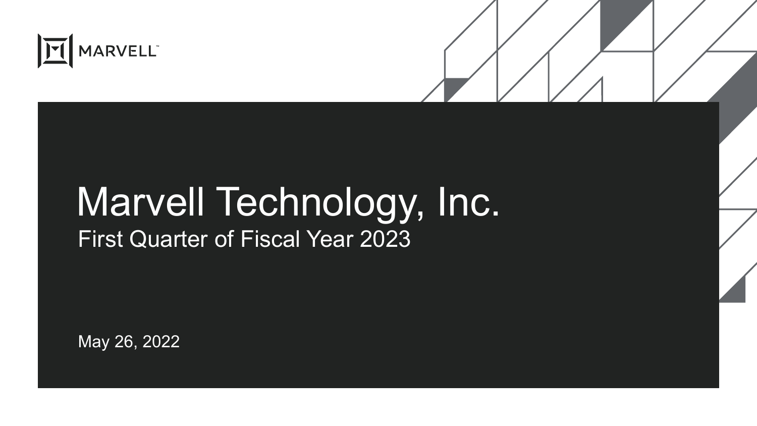MARVELL™

# Marvell Technology, Inc.

## First Quarter of Fiscal Year 2023

May 26, 2022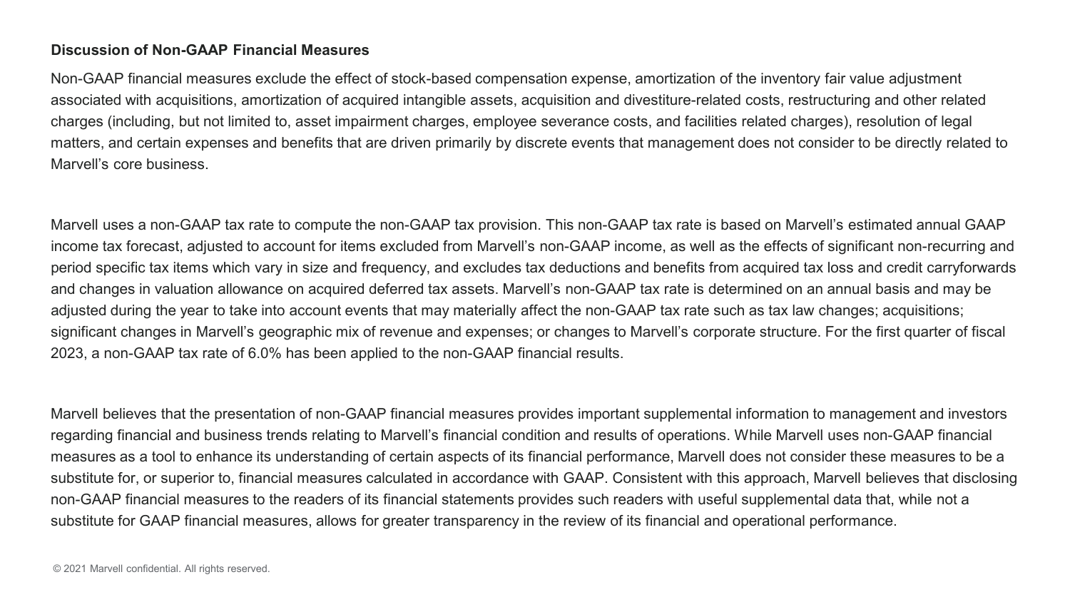**Discussion of Non-GAAP Financial Measures**

Non-GAAP financial measures exclude the effect of stock-based compensation expense, amortization of the inventory fair value adjustment associated with acquisitions, amortization of acquired intangible assets, acquisition and divestiture-related costs, restructuring and other related charges (including, but not limited to, asset impairment charges, employee severance costs, and facilities related charges), resolution of legal matters, and certain expenses and benefits that are driven primarily by discrete events that management does not consider to be directly related to Marvell's core business.

Marvell uses a non-GAAP tax rate to compute the non-GAAP tax provision. This non-GAAP tax rate is based on Marvell's estimated annual GAAP income tax forecast, adjusted to account for items excluded from Marvell's non-GAAP income, as well as the effects of significant non-recurring and period specific tax items which vary in size and frequency, and excludes tax deductions and benefits from acquired tax loss and credit carryforwards and changes in valuation allowance on acquired deferred tax assets. Marvell's non-GAAP tax rate is determined on an annual basis and may be adjusted during the year to take into account events that may materially affect the non-GAAP tax rate such as tax law changes; acquisitions; significant changes in Marvell's geographic mix of revenue and expenses; or changes to Marvell's corporate structure. For the first quarter of fiscal 2023, a non-GAAP tax rate of 6.0% has been applied to the non-GAAP financial results.

Marvell believes that the presentation of non-GAAP financial measures provides important supplemental information to management and investors regarding financial and business trends relating to Marvell's financial condition and results of operations. While Marvell uses non-GAAP financial measures as a tool to enhance its understanding of certain aspects of its financial performance, Marvell does not consider these measures to be a substitute for, or superior to, financial measures calculated in accordance with GAAP. Consistent with this approach, Marvell believes that disclosing non-GAAP financial measures to the readers of its financial statements provides such readers with useful supplemental data that, while not a substitute for GAAP financial measures, allows for greater transparency in the review of its financial and operational performance.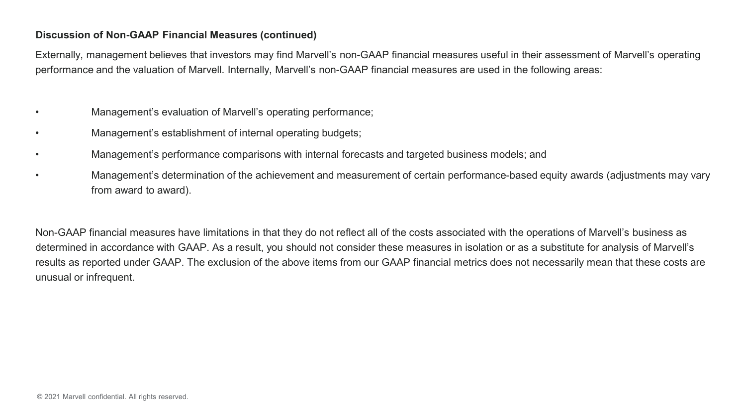**Discussion of Non-GAAP Financial Measures (continued)**

Externally, management believes that investors may find Marvell's non-GAAP financial measures useful in their assessment of Marvell's operating performance and the valuation of Marvell. Internally, Marvell's non-GAAP financial measures are used in the following areas:

- Management's evaluation of Marvell's operating performance;
- Management's establishment of internal operating budgets;
- Management's performance comparisons with internal forecasts and targeted business models; and
- Management's determination of the achievement and measurement of certain performance-based equity awards (adjustments may vary from award to award).

Non-GAAP financial measures have limitations in that they do not reflect all of the costs associated with the operations of Marvell's business as determined in accordance with GAAP. As a result, you should not consider these measures in isolation or as a substitute for analysis of Marvell's results as reported under GAAP. The exclusion of the above items from our GAAP financial metrics does not necessarily mean that these costs are unusual or infrequent.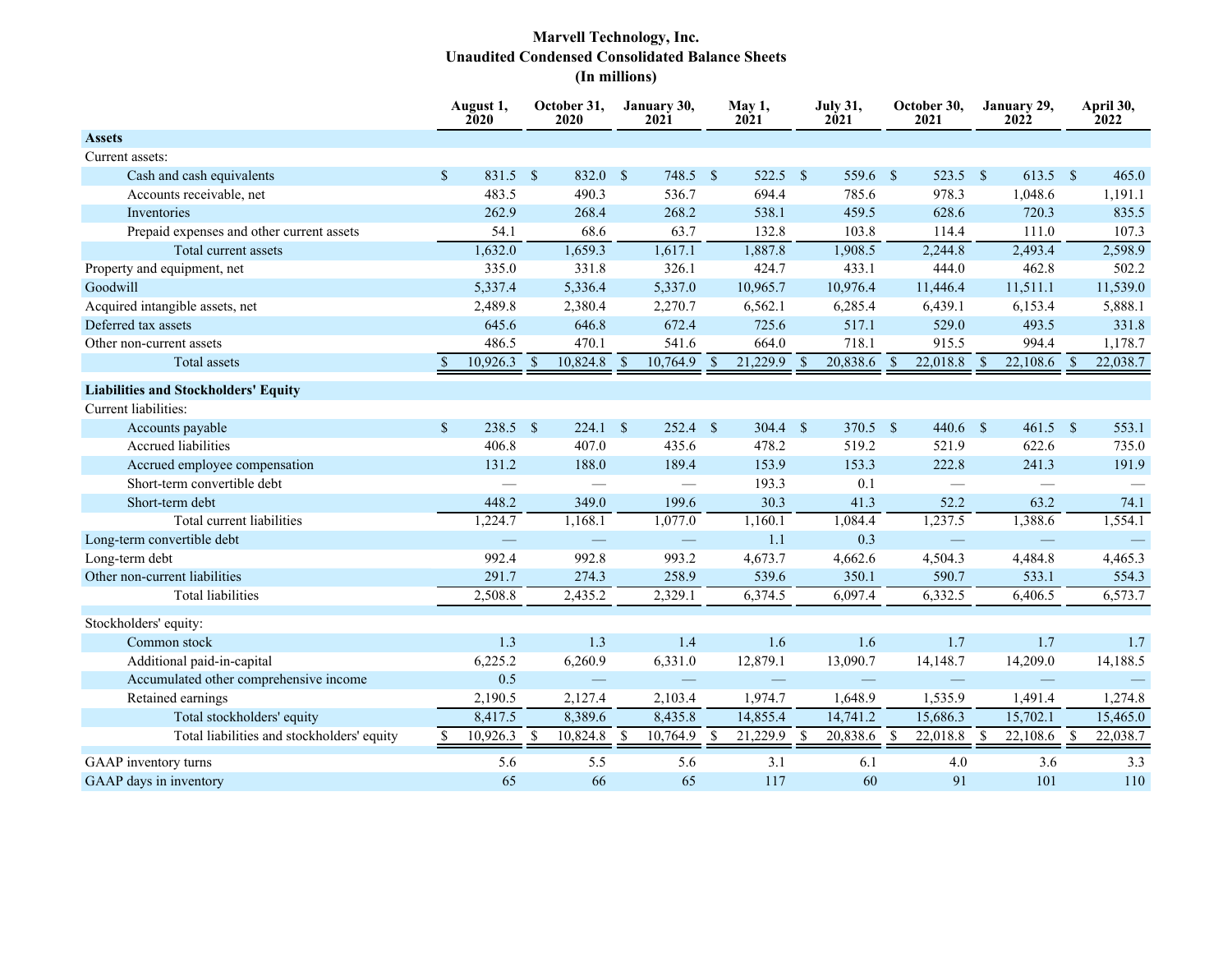# Marvell Technology, Inc.
## Unaudited Condensed Consolidated Balance Sheets
### (In millions)

| | August 1, 2020 | October 31, 2020 | January 30, 2021 | May 1, 2021 | July 31, 2021 | October 30, 2021 | January 29, 2022 | April 30, 2022 |
|---|---|---|---|---|---|---|---|---|
| **Assets** | | | | | | | | |
| Current assets: | | | | | | | | |
| Cash and cash equivalents | $ 831.5 | $ 832.0 | $ 748.5 | $ 522.5 | $ 559.6 | $ 523.5 | $ 613.5 | $ 465.0 |
| Accounts receivable, net | 483.5 | 490.3 | 536.7 | 694.4 | 785.6 | 978.3 | 1,048.6 | 1,191.1 |
| Inventories | 262.9 | 268.4 | 268.2 | 538.1 | 459.5 | 628.6 | 720.3 | 835.5 |
| Prepaid expenses and other current assets | 54.1 | 68.6 | 63.7 | 132.8 | 103.8 | 114.4 | 111.0 | 107.3 |
| Total current assets | 1,632.0 | 1,659.3 | 1,617.1 | 1,887.8 | 1,908.5 | 2,244.8 | 2,493.4 | 2,598.9 |
| Property and equipment, net | 335.0 | 331.8 | 326.1 | 424.7 | 433.1 | 444.0 | 462.8 | 502.2 |
| Goodwill | 5,337.4 | 5,336.4 | 5,337.0 | 10,965.7 | 10,976.4 | 11,446.4 | 11,511.1 | 11,539.0 |
| Acquired intangible assets, net | 2,489.8 | 2,380.4 | 2,270.7 | 6,562.1 | 6,285.4 | 6,439.1 | 6,153.4 | 5,888.1 |
| Deferred tax assets | 645.6 | 646.8 | 672.4 | 725.6 | 517.1 | 529.0 | 493.5 | 331.8 |
| Other non-current assets | 486.5 | 470.1 | 541.6 | 664.0 | 718.1 | 915.5 | 994.4 | 1,178.7 |
| Total assets | $ 10,926.3 | $ 10,824.8 | $ 10,764.9 | $ 21,229.9 | $ 20,838.6 | $ 22,018.8 | $ 22,108.6 | $ 22,038.7 |
| **Liabilities and Stockholders' Equity** | | | | | | | | |
| Current liabilities: | | | | | | | | |
| Accounts payable | $ 238.5 | $ 224.1 | $ 252.4 | $ 304.4 | $ 370.5 | $ 440.6 | $ 461.5 | $ 553.1 |
| Accrued liabilities | 406.8 | 407.0 | 435.6 | 478.2 | 519.2 | 521.9 | 622.6 | 735.0 |
| Accrued employee compensation | 131.2 | 188.0 | 189.4 | 153.9 | 153.3 | 222.8 | 241.3 | 191.9 |
| Short-term convertible debt | — | — | — | 193.3 | 0.1 | — | — | — |
| Short-term debt | 448.2 | 349.0 | 199.6 | 30.3 | 41.3 | 52.2 | 63.2 | 74.1 |
| Total current liabilities | 1,224.7 | 1,168.1 | 1,077.0 | 1,160.1 | 1,084.4 | 1,237.5 | 1,388.6 | 1,554.1 |
| Long-term convertible debt | — | — | — | 1.1 | 0.3 | — | — | — |
| Long-term debt | 992.4 | 992.8 | 993.2 | 4,673.7 | 4,662.6 | 4,504.3 | 4,484.8 | 4,465.3 |
| Other non-current liabilities | 291.7 | 274.3 | 258.9 | 539.6 | 350.1 | 590.7 | 533.1 | 554.3 |
| Total liabilities | 2,508.8 | 2,435.2 | 2,329.1 | 6,374.5 | 6,097.4 | 6,332.5 | 6,406.5 | 6,573.7 |
| Stockholders' equity: | | | | | | | | |
| Common stock | 1.3 | 1.3 | 1.4 | 1.6 | 1.6 | 1.7 | 1.7 | 1.7 |
| Additional paid-in-capital | 6,225.2 | 6,260.9 | 6,331.0 | 12,879.1 | 13,090.7 | 14,148.7 | 14,209.0 | 14,188.5 |
| Accumulated other comprehensive income | 0.5 | — | — | — | — | — | — | — |
| Retained earnings | 2,190.5 | 2,127.4 | 2,103.4 | 1,974.7 | 1,648.9 | 1,535.9 | 1,491.4 | 1,274.8 |
| Total stockholders' equity | 8,417.5 | 8,389.6 | 8,435.8 | 14,855.4 | 14,741.2 | 15,686.3 | 15,702.1 | 15,465.0 |
| Total liabilities and stockholders' equity | $ 10,926.3 | $ 10,824.8 | $ 10,764.9 | $ 21,229.9 | $ 20,838.6 | $ 22,018.8 | $ 22,108.6 | $ 22,038.7 |
| GAAP inventory turns | 5.6 | 5.5 | 5.6 | 3.1 | 6.1 | 4.0 | 3.6 | 3.3 |
| GAAP days in inventory | 65 | 66 | 65 | 117 | 60 | 91 | 101 | 110 |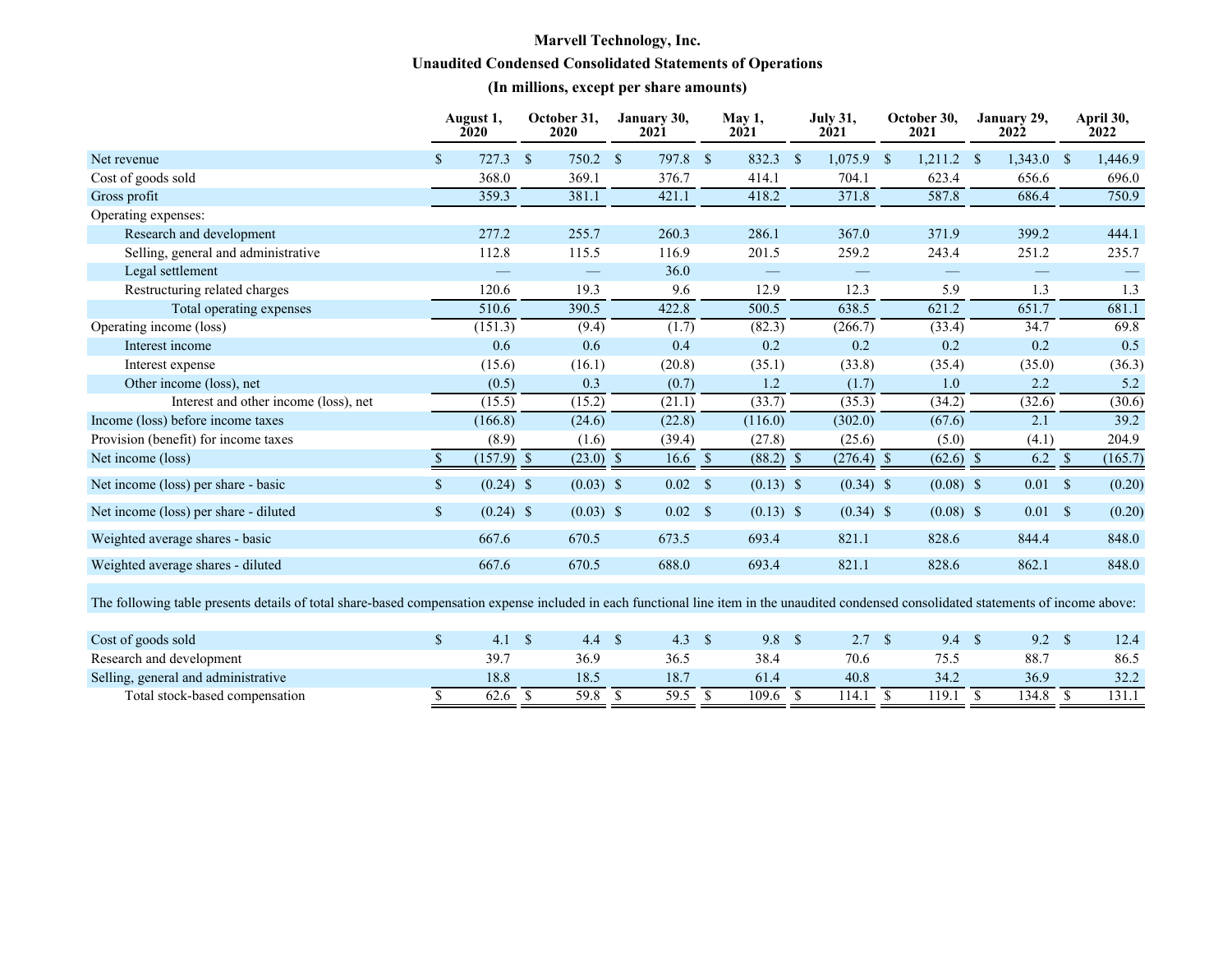# Marvell Technology, Inc.

## Unaudited Condensed Consolidated Statements of Operations

### (In millions, except per share amounts)

| | August 1, 2020 | October 31, 2020 | January 30, 2021 | May 1, 2021 | July 31, 2021 | October 30, 2021 | January 29, 2022 | April 30, 2022 |
|---|---|---|---|---|---|---|---|---|
| Net revenue | $ 727.3 | $ 750.2 | $ 797.8 | $ 832.3 | $ 1,075.9 | $ 1,211.2 | $ 1,343.0 | $ 1,446.9 |
| Cost of goods sold | 368.0 | 369.1 | 376.7 | 414.1 | 704.1 | 623.4 | 656.6 | 696.0 |
| Gross profit | 359.3 | 381.1 | 421.1 | 418.2 | 371.8 | 587.8 | 686.4 | 750.9 |
| Operating expenses: | | | | | | | | |
| Research and development | 277.2 | 255.7 | 260.3 | 286.1 | 367.0 | 371.9 | 399.2 | 444.1 |
| Selling, general and administrative | 112.8 | 115.5 | 116.9 | 201.5 | 259.2 | 243.4 | 251.2 | 235.7 |
| Legal settlement | — | — | 36.0 | — | — | — | — | — |
| Restructuring related charges | 120.6 | 19.3 | 9.6 | 12.9 | 12.3 | 5.9 | 1.3 | 1.3 |
| Total operating expenses | 510.6 | 390.5 | 422.8 | 500.5 | 638.5 | 621.2 | 651.7 | 681.1 |
| Operating income (loss) | (151.3) | (9.4) | (1.7) | (82.3) | (266.7) | (33.4) | 34.7 | 69.8 |
| Interest income | 0.6 | 0.6 | 0.4 | 0.2 | 0.2 | 0.2 | 0.2 | 0.5 |
| Interest expense | (15.6) | (16.1) | (20.8) | (35.1) | (33.8) | (35.4) | (35.0) | (36.3) |
| Other income (loss), net | (0.5) | 0.3 | (0.7) | 1.2 | (1.7) | 1.0 | 2.2 | 5.2 |
| Interest and other income (loss), net | (15.5) | (15.2) | (21.1) | (33.7) | (35.3) | (34.2) | (32.6) | (30.6) |
| Income (loss) before income taxes | (166.8) | (24.6) | (22.8) | (116.0) | (302.0) | (67.6) | 2.1 | 39.2 |
| Provision (benefit) for income taxes | (8.9) | (1.6) | (39.4) | (27.8) | (25.6) | (5.0) | (4.1) | 204.9 |
| Net income (loss) | $ (157.9) | $ (23.0) | $ 16.6 | $ (88.2) | $ (276.4) | $ (62.6) | $ 6.2 | $ (165.7) |
| Net income (loss) per share - basic | $ (0.24) | $ (0.03) | $ 0.02 | $ (0.13) | $ (0.34) | $ (0.08) | $ 0.01 | $ (0.20) |
| Net income (loss) per share - diluted | $ (0.24) | $ (0.03) | $ 0.02 | $ (0.13) | $ (0.34) | $ (0.08) | $ 0.01 | $ (0.20) |
| Weighted average shares - basic | 667.6 | 670.5 | 673.5 | 693.4 | 821.1 | 828.6 | 844.4 | 848.0 |
| Weighted average shares - diluted | 667.6 | 670.5 | 688.0 | 693.4 | 821.1 | 828.6 | 862.1 | 848.0 |

The following table presents details of total share-based compensation expense included in each functional line item in the unaudited condensed consolidated statements of income above:

| | August 1, 2020 | October 31, 2020 | January 30, 2021 | May 1, 2021 | July 31, 2021 | October 30, 2021 | January 29, 2022 | April 30, 2022 |
|---|---|---|---|---|---|---|---|---|
| Cost of goods sold | $ 4.1 | $ 4.4 | $ 4.3 | $ 9.8 | $ 2.7 | $ 9.4 | $ 9.2 | $ 12.4 |
| Research and development | 39.7 | 36.9 | 36.5 | 38.4 | 70.6 | 75.5 | 88.7 | 86.5 |
| Selling, general and administrative | 18.8 | 18.5 | 18.7 | 61.4 | 40.8 | 34.2 | 36.9 | 32.2 |
| Total stock-based compensation | $ 62.6 | $ 59.8 | $ 59.5 | $ 109.6 | $ 114.1 | $ 119.1 | $ 134.8 | $ 131.1 |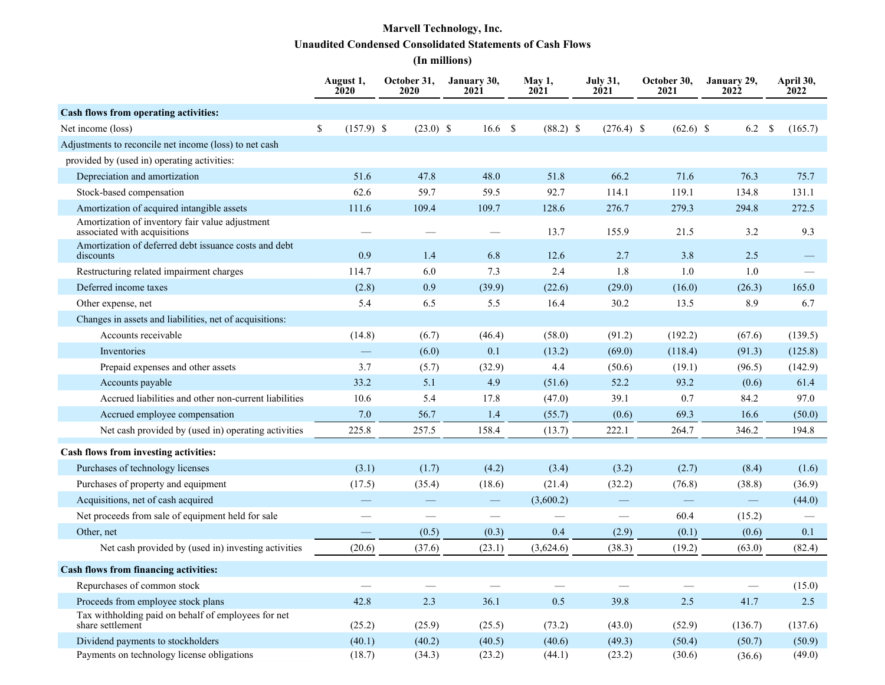**Marvell Technology, Inc.**
**Unaudited Condensed Consolidated Statements of Cash Flows**
**(In millions)**

| | August 1, 2020 | October 31, 2020 | January 30, 2021 | May 1, 2021 | July 31, 2021 | October 30, 2021 | January 29, 2022 | April 30, 2022 |
|---|---|---|---|---|---|---|---|---|
| **Cash flows from operating activities:** | | | | | | | | |
| Net income (loss) | $ (157.9) | $ (23.0) | $ 16.6 | $ (88.2) | $ (276.4) | $ (62.6) | $ 6.2 | $ (165.7) |
| Adjustments to reconcile net income (loss) to net cash provided by (used in) operating activities: | | | | | | | | |
| Depreciation and amortization | 51.6 | 47.8 | 48.0 | 51.8 | 66.2 | 71.6 | 76.3 | 75.7 |
| Stock-based compensation | 62.6 | 59.7 | 59.5 | 92.7 | 114.1 | 119.1 | 134.8 | 131.1 |
| Amortization of acquired intangible assets | 111.6 | 109.4 | 109.7 | 128.6 | 276.7 | 279.3 | 294.8 | 272.5 |
| Amortization of inventory fair value adjustment associated with acquisitions | — | — | — | 13.7 | 155.9 | 21.5 | 3.2 | 9.3 |
| Amortization of deferred debt issuance costs and debt discounts | 0.9 | 1.4 | 6.8 | 12.6 | 2.7 | 3.8 | 2.5 | — |
| Restructuring related impairment charges | 114.7 | 6.0 | 7.3 | 2.4 | 1.8 | 1.0 | 1.0 | — |
| Deferred income taxes | (2.8) | 0.9 | (39.9) | (22.6) | (29.0) | (16.0) | (26.3) | 165.0 |
| Other expense, net | 5.4 | 6.5 | 5.5 | 16.4 | 30.2 | 13.5 | 8.9 | 6.7 |
| Changes in assets and liabilities, net of acquisitions: | | | | | | | | |
| Accounts receivable | (14.8) | (6.7) | (46.4) | (58.0) | (91.2) | (192.2) | (67.6) | (139.5) |
| Inventories | — | (6.0) | 0.1 | (13.2) | (69.0) | (118.4) | (91.3) | (125.8) |
| Prepaid expenses and other assets | 3.7 | (5.7) | (32.9) | 4.4 | (50.6) | (19.1) | (96.5) | (142.9) |
| Accounts payable | 33.2 | 5.1 | 4.9 | (51.6) | 52.2 | 93.2 | (0.6) | 61.4 |
| Accrued liabilities and other non-current liabilities | 10.6 | 5.4 | 17.8 | (47.0) | 39.1 | 0.7 | 84.2 | 97.0 |
| Accrued employee compensation | 7.0 | 56.7 | 1.4 | (55.7) | (0.6) | 69.3 | 16.6 | (50.0) |
| Net cash provided by (used in) operating activities | 225.8 | 257.5 | 158.4 | (13.7) | 222.1 | 264.7 | 346.2 | 194.8 |
| **Cash flows from investing activities:** | | | | | | | | |
| Purchases of technology licenses | (3.1) | (1.7) | (4.2) | (3.4) | (3.2) | (2.7) | (8.4) | (1.6) |
| Purchases of property and equipment | (17.5) | (35.4) | (18.6) | (21.4) | (32.2) | (76.8) | (38.8) | (36.9) |
| Acquisitions, net of cash acquired | — | — | — | (3,600.2) | — | — | — | (44.0) |
| Net proceeds from sale of equipment held for sale | — | — | — | — | — | 60.4 | (15.2) | — |
| Other, net | — | (0.5) | (0.3) | 0.4 | (2.9) | (0.1) | (0.6) | 0.1 |
| Net cash provided by (used in) investing activities | (20.6) | (37.6) | (23.1) | (3,624.6) | (38.3) | (19.2) | (63.0) | (82.4) |
| **Cash flows from financing activities:** | | | | | | | | |
| Repurchases of common stock | — | — | — | — | — | — | — | (15.0) |
| Proceeds from employee stock plans | 42.8 | 2.3 | 36.1 | 0.5 | 39.8 | 2.5 | 41.7 | 2.5 |
| Tax withholding paid on behalf of employees for net share settlement | (25.2) | (25.9) | (25.5) | (73.2) | (43.0) | (52.9) | (136.7) | (137.6) |
| Dividend payments to stockholders | (40.1) | (40.2) | (40.5) | (40.6) | (49.3) | (50.4) | (50.7) | (50.9) |
| Payments on technology license obligations | (18.7) | (34.3) | (23.2) | (44.1) | (23.2) | (30.6) | (36.6) | (49.0) |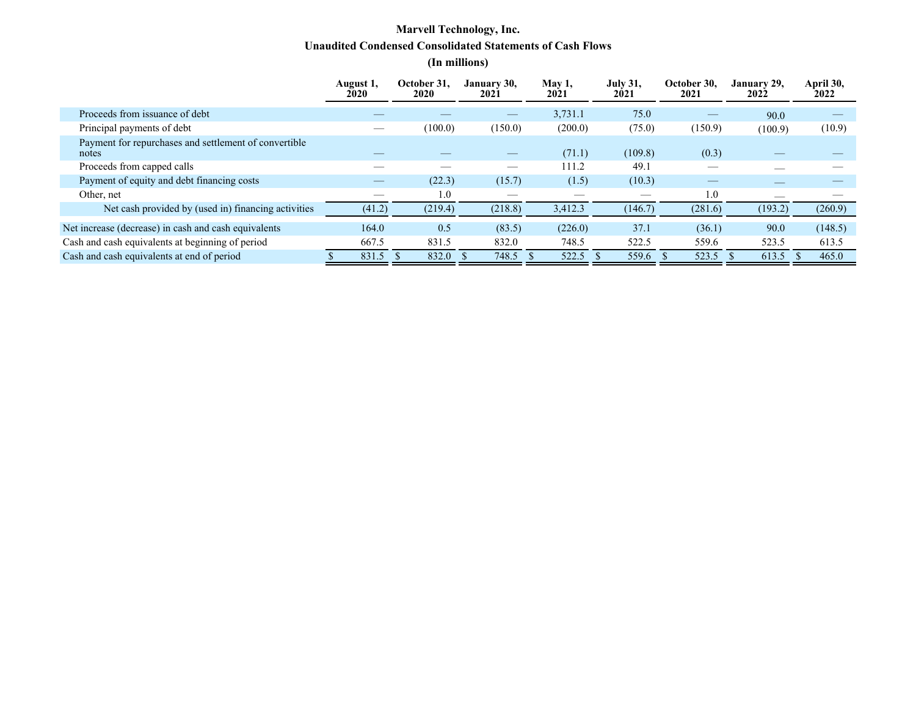**Marvell Technology, Inc.**

**Unaudited Condensed Consolidated Statements of Cash Flows**

**(In millions)**

| | August 1, 2020 | October 31, 2020 | January 30, 2021 | May 1, 2021 | July 31, 2021 | October 30, 2021 | January 29, 2022 | April 30, 2022 |
|---|---|---|---|---|---|---|---|---|
| Proceeds from issuance of debt | — | — | — | 3,731.1 | 75.0 | — | 90.0 | — |
| Principal payments of debt | — | (100.0) | (150.0) | (200.0) | (75.0) | (150.9) | (100.9) | (10.9) |
| Payment for repurchases and settlement of convertible notes | — | — | — | (71.1) | (109.8) | (0.3) | — | — |
| Proceeds from capped calls | — | — | — | 111.2 | 49.1 | — | — | — |
| Payment of equity and debt financing costs | — | (22.3) | (15.7) | (1.5) | (10.3) | — | — | — |
| Other, net | — | 1.0 | — | — | — | 1.0 | — | — |
| Net cash provided by (used in) financing activities | (41.2) | (219.4) | (218.8) | 3,412.3 | (146.7) | (281.6) | (193.2) | (260.9) |
| Net increase (decrease) in cash and cash equivalents | 164.0 | 0.5 | (83.5) | (226.0) | 37.1 | (36.1) | 90.0 | (148.5) |
| Cash and cash equivalents at beginning of period | 667.5 | 831.5 | 832.0 | 748.5 | 522.5 | 559.6 | 523.5 | 613.5 |
| Cash and cash equivalents at end of period | $ 831.5 | $ 832.0 | $ 748.5 | $ 522.5 | $ 559.6 | $ 523.5 | $ 613.5 | $ 465.0 |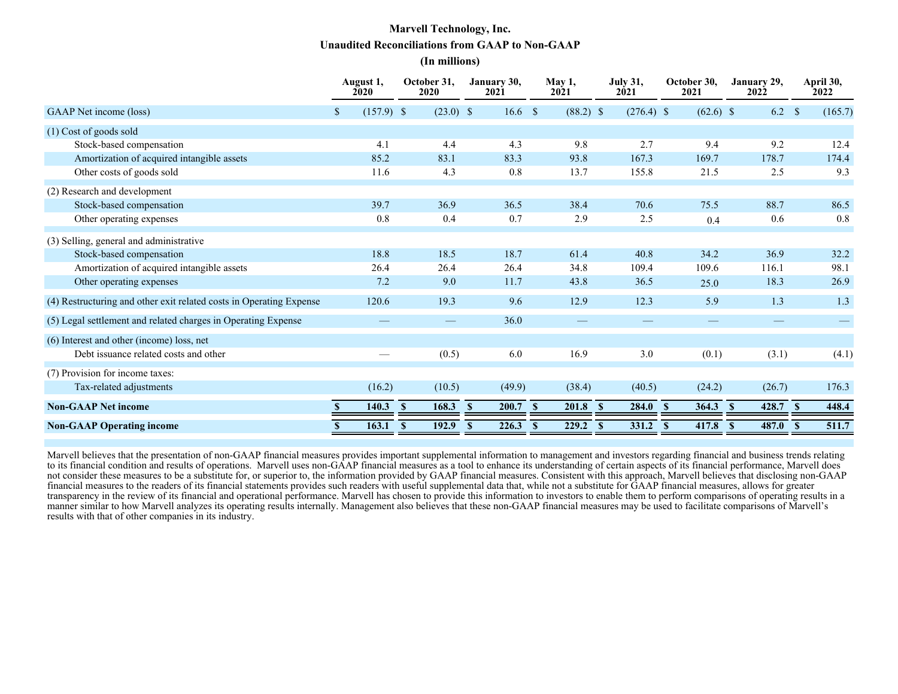# Marvell Technology, Inc.

## Unaudited Reconciliations from GAAP to Non-GAAP

### (In millions)

| | August 1, 2020 | October 31, 2020 | January 30, 2021 | May 1, 2021 | July 31, 2021 | October 30, 2021 | January 29, 2022 | April 30, 2022 |
|---|---|---|---|---|---|---|---|---|
| GAAP Net income (loss) | $ (157.9) | $ (23.0) | $ 16.6 | $ (88.2) | $ (276.4) | $ (62.6) | $ 6.2 | $ (165.7) |
| (1) Cost of goods sold | | | | | | | | |
| Stock-based compensation | 4.1 | 4.4 | 4.3 | 9.8 | 2.7 | 9.4 | 9.2 | 12.4 |
| Amortization of acquired intangible assets | 85.2 | 83.1 | 83.3 | 93.8 | 167.3 | 169.7 | 178.7 | 174.4 |
| Other costs of goods sold | 11.6 | 4.3 | 0.8 | 13.7 | 155.8 | 21.5 | 2.5 | 9.3 |
| (2) Research and development | | | | | | | | |
| Stock-based compensation | 39.7 | 36.9 | 36.5 | 38.4 | 70.6 | 75.5 | 88.7 | 86.5 |
| Other operating expenses | 0.8 | 0.4 | 0.7 | 2.9 | 2.5 | 0.4 | 0.6 | 0.8 |
| (3) Selling, general and administrative | | | | | | | | |
| Stock-based compensation | 18.8 | 18.5 | 18.7 | 61.4 | 40.8 | 34.2 | 36.9 | 32.2 |
| Amortization of acquired intangible assets | 26.4 | 26.4 | 26.4 | 34.8 | 109.4 | 109.6 | 116.1 | 98.1 |
| Other operating expenses | 7.2 | 9.0 | 11.7 | 43.8 | 36.5 | 25.0 | 18.3 | 26.9 |
| (4) Restructuring and other exit related costs in Operating Expense | 120.6 | 19.3 | 9.6 | 12.9 | 12.3 | 5.9 | 1.3 | 1.3 |
| (5) Legal settlement and related charges in Operating Expense | — | — | 36.0 | — | — | — | — | — |
| (6) Interest and other (income) loss, net | | | | | | | | |
| Debt issuance related costs and other | — | (0.5) | 6.0 | 16.9 | 3.0 | (0.1) | (3.1) | (4.1) |
| (7) Provision for income taxes: | | | | | | | | |
| Tax-related adjustments | (16.2) | (10.5) | (49.9) | (38.4) | (40.5) | (24.2) | (26.7) | 176.3 |
| **Non-GAAP Net income** | **$ 140.3** | **$ 168.3** | **$ 200.7** | **$ 201.8** | **$ 284.0** | **$ 364.3** | **$ 428.7** | **$ 448.4** |
| **Non-GAAP Operating income** | **$ 163.1** | **$ 192.9** | **$ 226.3** | **$ 229.2** | **$ 331.2** | **$ 417.8** | **$ 487.0** | **$ 511.7** |

Marvell believes that the presentation of non-GAAP financial measures provides important supplemental information to management and investors regarding financial and business trends relating to its financial condition and results of operations. Marvell uses non-GAAP financial measures as a tool to enhance its understanding of certain aspects of its financial performance, Marvell does not consider these measures to be a substitute for, or superior to, the information provided by GAAP financial measures. Consistent with this approach, Marvell believes that disclosing non-GAAP financial measures to the readers of its financial statements provides such readers with useful supplemental data that, while not a substitute for GAAP financial measures, allows for greater transparency in the review of its financial and operational performance. Marvell has chosen to provide this information to investors to enable them to perform comparisons of operating results in a manner similar to how Marvell analyzes its operating results internally. Management also believes that these non-GAAP financial measures may be used to facilitate comparisons of Marvell's results with that of other companies in its industry.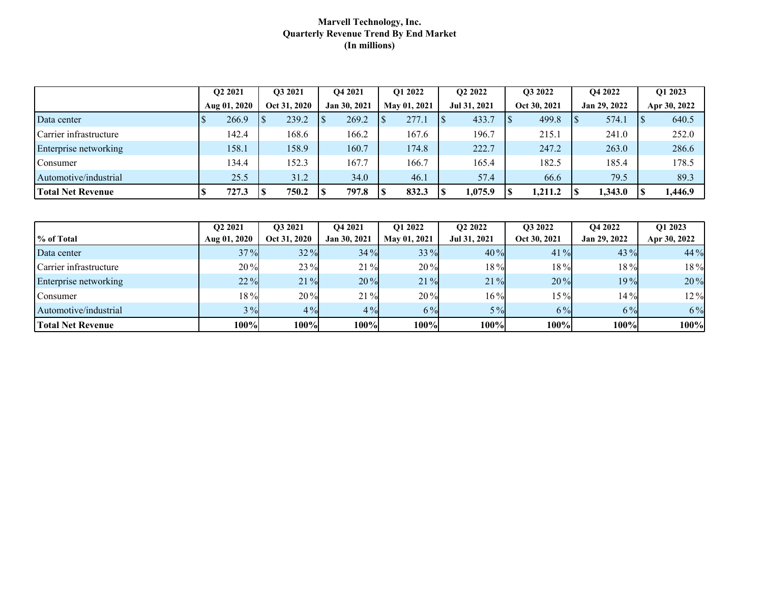# Marvell Technology, Inc.
## Quarterly Revenue Trend By End Market
### (In millions)

| | Q2 2021<br>Aug 01, 2020 | Q3 2021<br>Oct 31, 2020 | Q4 2021<br>Jan 30, 2021 | Q1 2022<br>May 01, 2021 | Q2 2022<br>Jul 31, 2021 | Q3 2022<br>Oct 30, 2021 | Q4 2022<br>Jan 29, 2022 | Q1 2023<br>Apr 30, 2022 |
|---|---|---|---|---|---|---|---|---|
| Data center | $ 266.9 | $ 239.2 | $ 269.2 | $ 277.1 | $ 433.7 | $ 499.8 | $ 574.1 | $ 640.5 |
| Carrier infrastructure | 142.4 | 168.6 | 166.2 | 167.6 | 196.7 | 215.1 | 241.0 | 252.0 |
| Enterprise networking | 158.1 | 158.9 | 160.7 | 174.8 | 222.7 | 247.2 | 263.0 | 286.6 |
| Consumer | 134.4 | 152.3 | 167.7 | 166.7 | 165.4 | 182.5 | 185.4 | 178.5 |
| Automotive/industrial | 25.5 | 31.2 | 34.0 | 46.1 | 57.4 | 66.6 | 79.5 | 89.3 |
| **Total Net Revenue** | **$ 727.3** | **$ 750.2** | **$ 797.8** | **$ 832.3** | **$ 1,075.9** | **$ 1,211.2** | **$ 1,343.0** | **$ 1,446.9** |

| % of Total | Q2 2021<br>Aug 01, 2020 | Q3 2021<br>Oct 31, 2020 | Q4 2021<br>Jan 30, 2021 | Q1 2022<br>May 01, 2021 | Q2 2022<br>Jul 31, 2021 | Q3 2022<br>Oct 30, 2021 | Q4 2022<br>Jan 29, 2022 | Q1 2023<br>Apr 30, 2022 |
|---|---|---|---|---|---|---|---|---|
| Data center | 37 % | 32 % | 34 % | 33 % | 40 % | 41 % | 43 % | 44 % |
| Carrier infrastructure | 20 % | 23 % | 21 % | 20 % | 18 % | 18 % | 18 % | 18 % |
| Enterprise networking | 22 % | 21 % | 20 % | 21 % | 21 % | 20 % | 19 % | 20 % |
| Consumer | 18 % | 20 % | 21 % | 20 % | 16 % | 15 % | 14 % | 12 % |
| Automotive/industrial | 3 % | 4 % | 4 % | 6 % | 5 % | 6 % | 6 % | 6 % |
| **Total Net Revenue** | **100%** | **100%** | **100%** | **100%** | **100%** | **100%** | **100%** | **100%** |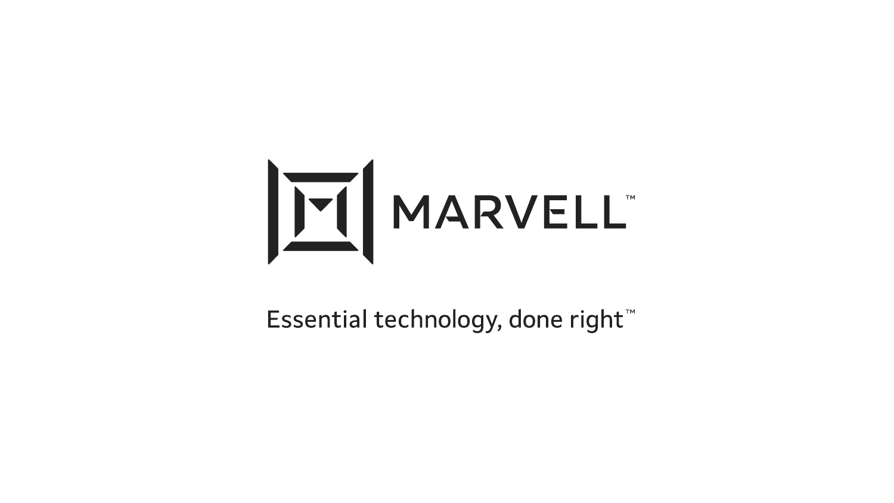MARVELL™

Essential technology, done right™